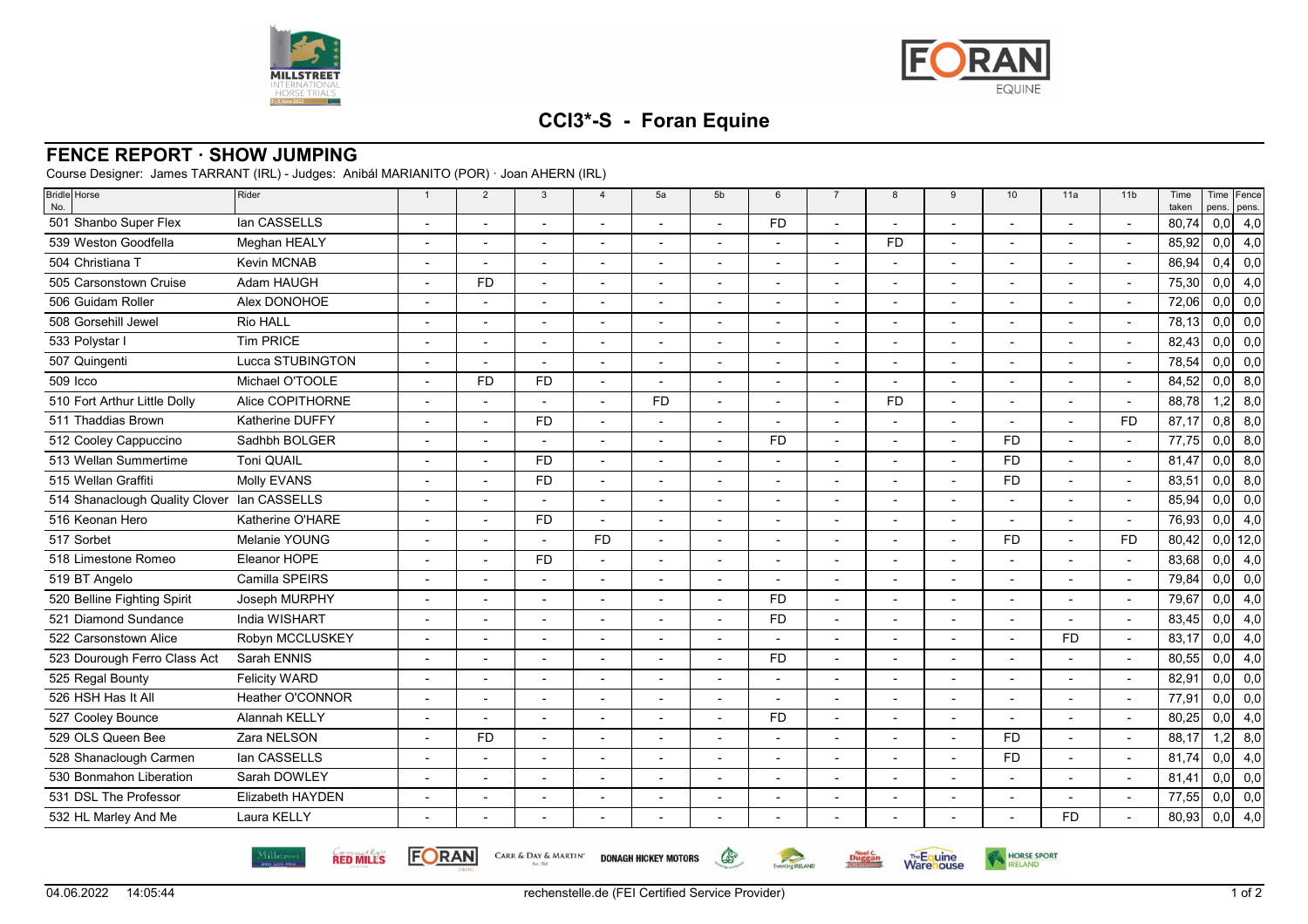# CCI3*-S - Foran Equine

## FENCE REPORT · SHOW JUMPING

Course Designer: James TARRANT (IRL) - Judges: Anibál MARIANITO (POR) · Joan AHERN (IRL)

| Bridle No. | Horse | Rider | 1 | 2 | 3 | 4 | 5a | 5b | 6 | 7 | 8 | 9 | 10 | 11a | 11b | Time taken | Time pens. | Fence pens. |
|---|---|---|---|---|---|---|---|---|---|---|---|---|---|---|---|---|---|---|
| 501 | Shanbo Super Flex | Ian CASSELLS | - | - | - | - | - | - | FD | - | - | - | - | - | - | 80,74 | 0,0 | 4,0 |
| 539 | Weston Goodfella | Meghan HEALY | - | - | - | - | - | - | - | - | FD | - | - | - | - | 85,92 | 0,0 | 4,0 |
| 504 | Christiana T | Kevin MCNAB | - | - | - | - | - | - | - | - | - | - | - | - | - | 86,94 | 0,4 | 0,0 |
| 505 | Carsonstown Cruise | Adam HAUGH | - | FD | - | - | - | - | - | - | - | - | - | - | - | 75,30 | 0,0 | 4,0 |
| 506 | Guidam Roller | Alex DONOHOE | - | - | - | - | - | - | - | - | - | - | - | - | - | 72,06 | 0,0 | 0,0 |
| 508 | Gorsehill Jewel | Rio HALL | - | - | - | - | - | - | - | - | - | - | - | - | - | 78,13 | 0,0 | 0,0 |
| 533 | Polystar I | Tim PRICE | - | - | - | - | - | - | - | - | - | - | - | - | - | 82,43 | 0,0 | 0,0 |
| 507 | Quingenti | Lucca STUBINGTON | - | - | - | - | - | - | - | - | - | - | - | - | - | 78,54 | 0,0 | 0,0 |
| 509 | Icco | Michael O'TOOLE | - | FD | FD | - | - | - | - | - | - | - | - | - | - | 84,52 | 0,0 | 8,0 |
| 510 | Fort Arthur Little Dolly | Alice COPITHORNE | - | - | - | - | FD | - | - | - | FD | - | - | - | - | 88,78 | 1,2 | 8,0 |
| 511 | Thaddias Brown | Katherine DUFFY | - | - | FD | - | - | - | - | - | - | - | - | - | FD | 87,17 | 0,8 | 8,0 |
| 512 | Cooley Cappuccino | Sadhbh BOLGER | - | - | - | - | - | - | FD | - | - | - | FD | - | - | 77,75 | 0,0 | 8,0 |
| 513 | Wellan Summertime | Toni QUAIL | - | - | FD | - | - | - | - | - | - | - | FD | - | - | 81,47 | 0,0 | 8,0 |
| 515 | Wellan Graffiti | Molly EVANS | - | - | FD | - | - | - | - | - | - | - | FD | - | - | 83,51 | 0,0 | 8,0 |
| 514 | Shanaclough Quality Clover | Ian CASSELLS | - | - | - | - | - | - | - | - | - | - | - | - | - | 85,94 | 0,0 | 0,0 |
| 516 | Keonan Hero | Katherine O'HARE | - | - | FD | - | - | - | - | - | - | - | - | - | - | 76,93 | 0,0 | 4,0 |
| 517 | Sorbet | Melanie YOUNG | - | - | - | FD | - | - | - | - | - | - | FD | - | FD | 80,42 | 0,0 | 12,0 |
| 518 | Limestone Romeo | Eleanor HOPE | - | - | FD | - | - | - | - | - | - | - | - | - | - | 83,68 | 0,0 | 4,0 |
| 519 | BT Angelo | Camilla SPEIRS | - | - | - | - | - | - | - | - | - | - | - | - | - | 79,84 | 0,0 | 0,0 |
| 520 | Belline Fighting Spirit | Joseph MURPHY | - | - | - | - | - | - | FD | - | - | - | - | - | - | 79,67 | 0,0 | 4,0 |
| 521 | Diamond Sundance | India WISHART | - | - | - | - | - | - | FD | - | - | - | - | - | - | 83,45 | 0,0 | 4,0 |
| 522 | Carsonstown Alice | Robyn MCCLUSKEY | - | - | - | - | - | - | - | - | - | - | - | FD | - | 83,17 | 0,0 | 4,0 |
| 523 | Dourough Ferro Class Act | Sarah ENNIS | - | - | - | - | - | - | FD | - | - | - | - | - | - | 80,55 | 0,0 | 4,0 |
| 525 | Regal Bounty | Felicity WARD | - | - | - | - | - | - | - | - | - | - | - | - | - | 82,91 | 0,0 | 0,0 |
| 526 | HSH Has It All | Heather O'CONNOR | - | - | - | - | - | - | - | - | - | - | - | - | - | 77,91 | 0,0 | 0,0 |
| 527 | Cooley Bounce | Alannah KELLY | - | - | - | - | - | - | FD | - | - | - | - | - | - | 80,25 | 0,0 | 4,0 |
| 529 | OLS Queen Bee | Zara NELSON | - | FD | - | - | - | - | - | - | - | - | FD | - | - | 88,17 | 1,2 | 8,0 |
| 528 | Shanaclough Carmen | Ian CASSELLS | - | - | - | - | - | - | - | - | - | - | FD | - | - | 81,74 | 0,0 | 4,0 |
| 530 | Bonmahon Liberation | Sarah DOWLEY | - | - | - | - | - | - | - | - | - | - | - | - | - | 81,41 | 0,0 | 0,0 |
| 531 | DSL The Professor | Elizabeth HAYDEN | - | - | - | - | - | - | - | - | - | - | - | - | - | 77,55 | 0,0 | 0,0 |
| 532 | HL Marley And Me | Laura KELLY | - | - | - | - | - | - | - | - | - | - | - | FD | - | 80,93 | 0,0 | 4,0 |

04.06.2022 14:05:44 — rechenstelle.de (FEI Certified Service Provider)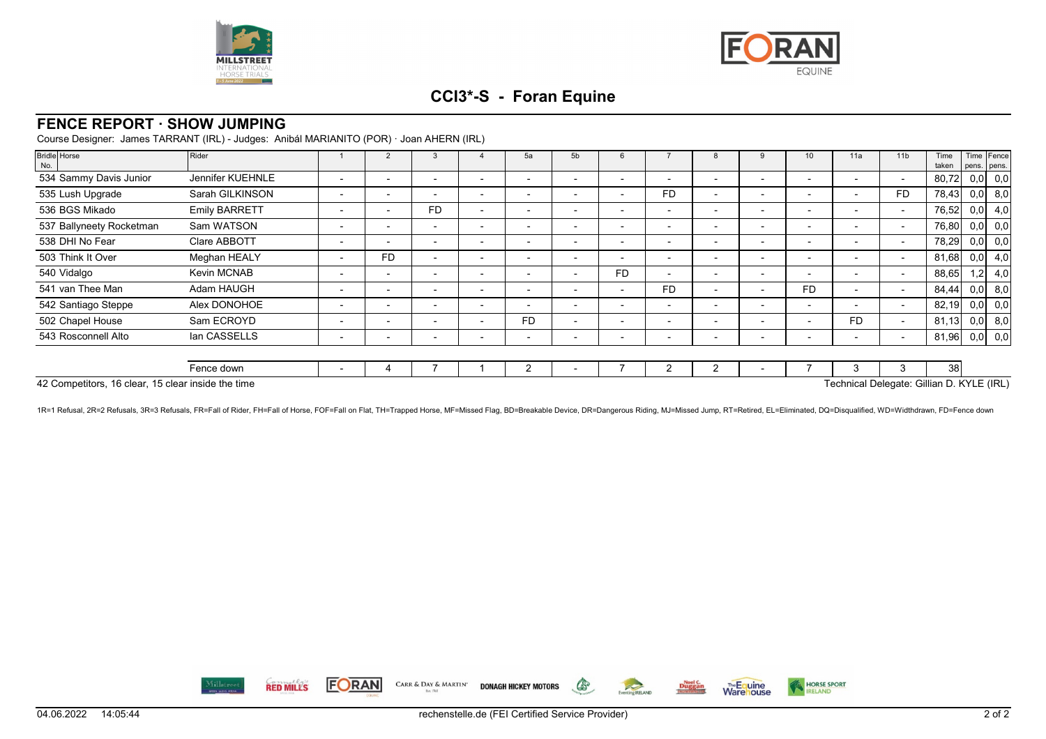# CCI3*-S - Foran Equine

## FENCE REPORT · SHOW JUMPING

Course Designer: James TARRANT (IRL) - Judges: Anibál MARIANITO (POR) · Joan AHERN (IRL)

| Bridle No. | Horse | Rider | 1 | 2 | 3 | 4 | 5a | 5b | 6 | 7 | 8 | 9 | 10 | 11a | 11b | Time taken | Time pens. | Fence pens. |
|---|---|---|---|---|---|---|---|---|---|---|---|---|---|---|---|---|---|---|
| 534 | Sammy Davis Junior | Jennifer KUEHNLE | - | - | - | - | - | - | - | - | - | - | - | - | - | 80,72 | 0,0 | 0,0 |
| 535 | Lush Upgrade | Sarah GILKINSON | - | - | - | - | - | - | - | FD | - | - | - | - | FD | 78,43 | 0,0 | 8,0 |
| 536 | BGS Mikado | Emily BARRETT | - | - | FD | - | - | - | - | - | - | - | - | - | - | 76,52 | 0,0 | 4,0 |
| 537 | Ballyneety Rocketman | Sam WATSON | - | - | - | - | - | - | - | - | - | - | - | - | - | 76,80 | 0,0 | 0,0 |
| 538 | DHI No Fear | Clare ABBOTT | - | - | - | - | - | - | - | - | - | - | - | - | - | 78,29 | 0,0 | 0,0 |
| 503 | Think It Over | Meghan HEALY | - | FD | - | - | - | - | - | - | - | - | - | - | - | 81,68 | 0,0 | 4,0 |
| 540 | Vidalgo | Kevin MCNAB | - | - | - | - | - | - | FD | - | - | - | - | - | - | 88,65 | 1,2 | 4,0 |
| 541 | van Thee Man | Adam HAUGH | - | - | - | - | - | - | - | FD | - | - | FD | - | - | 84,44 | 0,0 | 8,0 |
| 542 | Santiago Steppe | Alex DONOHOE | - | - | - | - | - | - | - | - | - | - | - | - | - | 82,19 | 0,0 | 0,0 |
| 502 | Chapel House | Sam ECROYD | - | - | - | - | FD | - | - | - | - | - | - | FD | - | 81,13 | 0,0 | 8,0 |
| 543 | Rosconnell Alto | Ian CASSELLS | - | - | - | - | - | - | - | - | - | - | - | - | - | 81,96 | 0,0 | 0,0 |
| | | Fence down | - | 4 | 7 | 1 | 2 | - | 7 | 2 | 2 | - | 7 | 3 | 3 | 38 | | |

42 Competitors, 16 clear, 15 clear inside the time

Technical Delegate: Gillian D. KYLE (IRL)

1R=1 Refusal, 2R=2 Refusals, 3R=3 Refusals, FR=Fall of Rider, FH=Fall of Horse, FOF=Fall on Flat, TH=Trapped Horse, MF=Missed Flag, BD=Breakable Device, DR=Dangerous Riding, MJ=Missed Jump, RT=Retired, EL=Eliminated, DQ=Disqualified, WD=Widthdrawn, FD=Fence down

04.06.2022 14:05:44 rechenstelle.de (FEI Certified Service Provider)